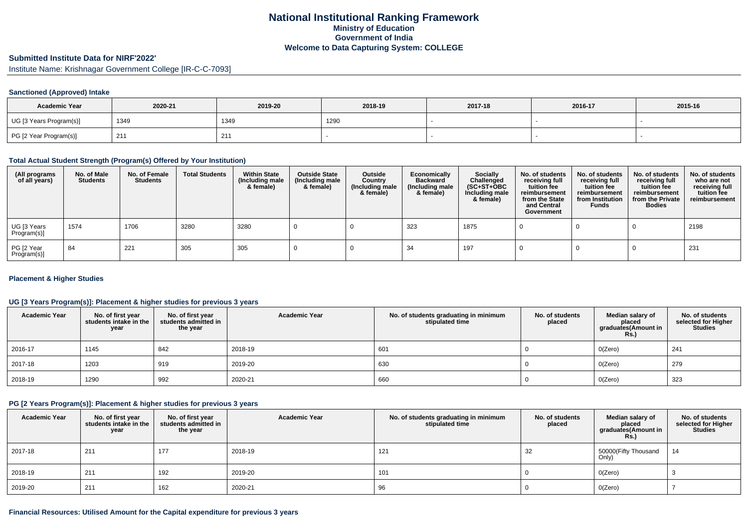# National Institutional Ranking Framework
## Ministry of Education
## Government of India
## Welcome to Data Capturing System: COLLEGE

### Submitted Institute Data for NIRF'2022'

Institute Name: Krishnagar Government College [IR-C-C-7093]

#### Sanctioned (Approved) Intake

| Academic Year | 2020-21 | 2019-20 | 2018-19 | 2017-18 | 2016-17 | 2015-16 |
|---|---|---|---|---|---|---|
| UG [3 Years Program(s)] | 1349 | 1349 | 1290 | - | - | - |
| PG [2 Year Program(s)] | 211 | 211 | - | - | - | - |

#### Total Actual Student Strength (Program(s) Offered by Your Institution)

| (All programs of all years) | No. of Male Students | No. of Female Students | Total Students | Within State (Including male & female) | Outside State (Including male & female) | Outside Country (Including male & female) | Economically Backward (Including male & female) | Socially Challenged (SC+ST+OBC Including male & female) | No. of students receiving full tuition fee reimbursement from the State and Central Government | No. of students receiving full tuition fee reimbursement from Institution Funds | No. of students receiving full tuition fee reimbursement from the Private Bodies | No. of students who are not receiving full tuition fee reimbursement |
|---|---|---|---|---|---|---|---|---|---|---|---|---|
| UG [3 Years Program(s)] | 1574 | 1706 | 3280 | 3280 | 0 | 0 | 323 | 1875 | 0 | 0 | 0 | 2198 |
| PG [2 Year Program(s)] | 84 | 221 | 305 | 305 | 0 | 0 | 34 | 197 | 0 | 0 | 0 | 231 |

#### Placement & Higher Studies

#### UG [3 Years Program(s)]: Placement & higher studies for previous 3 years

| Academic Year | No. of first year students intake in the year | No. of first year students admitted in the year | Academic Year | No. of students graduating in minimum stipulated time | No. of students placed | Median salary of placed graduates(Amount in Rs.) | No. of students selected for Higher Studies |
|---|---|---|---|---|---|---|---|
| 2016-17 | 1145 | 842 | 2018-19 | 601 | 0 | 0(Zero) | 241 |
| 2017-18 | 1203 | 919 | 2019-20 | 630 | 0 | 0(Zero) | 279 |
| 2018-19 | 1290 | 992 | 2020-21 | 660 | 0 | 0(Zero) | 323 |

#### PG [2 Years Program(s)]: Placement & higher studies for previous 3 years

| Academic Year | No. of first year students intake in the year | No. of first year students admitted in the year | Academic Year | No. of students graduating in minimum stipulated time | No. of students placed | Median salary of placed graduates(Amount in Rs.) | No. of students selected for Higher Studies |
|---|---|---|---|---|---|---|---|
| 2017-18 | 211 | 177 | 2018-19 | 121 | 32 | 50000(Fifty Thousand Only) | 14 |
| 2018-19 | 211 | 192 | 2019-20 | 101 | 0 | 0(Zero) | 3 |
| 2019-20 | 211 | 162 | 2020-21 | 96 | 0 | 0(Zero) | 7 |

#### Financial Resources: Utilised Amount for the Capital expenditure for previous 3 years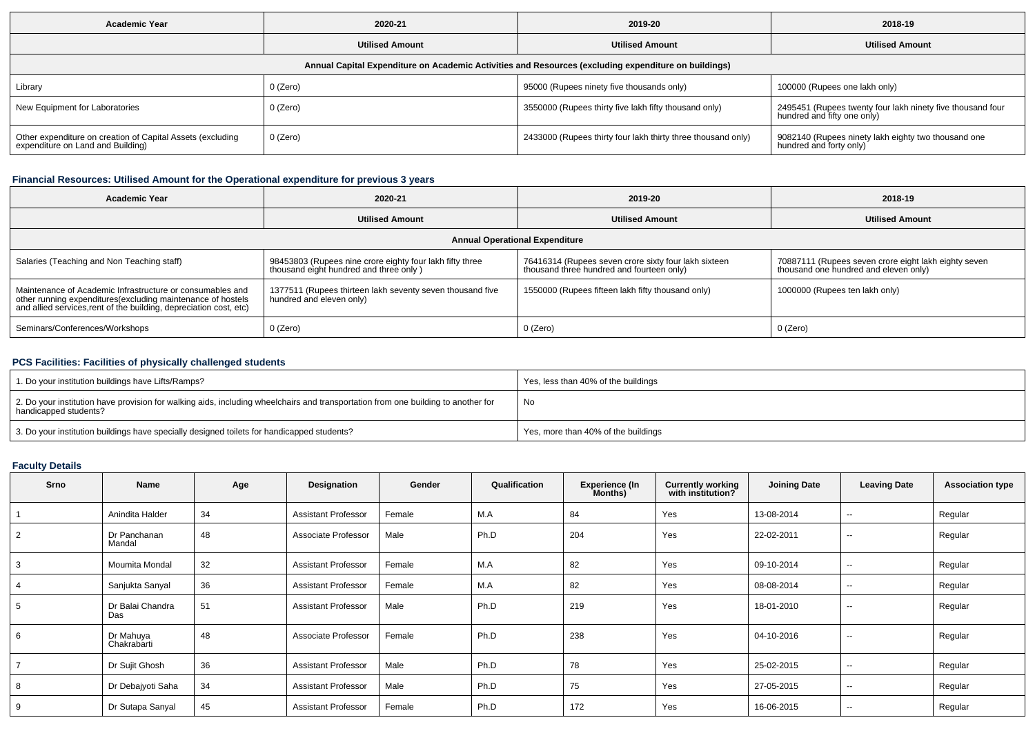| Academic Year | 2020-21 | 2019-20 | 2018-19 |
|---|---|---|---|
| | Utilised Amount | Utilised Amount | Utilised Amount |
| Annual Capital Expenditure on Academic Activities and Resources (excluding expenditure on buildings) | | | |
| Library | 0 (Zero) | 95000 (Rupees ninety five thousands only) | 100000 (Rupees one lakh only) |
| New Equipment for Laboratories | 0 (Zero) | 3550000 (Rupees thirty five lakh fifty thousand only) | 2495451 (Rupees twenty four lakh ninety five thousand four hundred and fifty one only) |
| Other expenditure on creation of Capital Assets (excluding expenditure on Land and Building) | 0 (Zero) | 2433000 (Rupees thirty four lakh thirty three thousand only) | 9082140 (Rupees ninety lakh eighty two thousand one hundred and forty only) |

### Financial Resources: Utilised Amount for the Operational expenditure for previous 3 years

| Academic Year | 2020-21 | 2019-20 | 2018-19 |
|---|---|---|---|
| | Utilised Amount | Utilised Amount | Utilised Amount |
| Annual Operational Expenditure | | | |
| Salaries (Teaching and Non Teaching staff) | 98453803 (Rupees nine crore eighty four lakh fifty three thousand eight hundred and three only ) | 76416314 (Rupees seven crore sixty four lakh sixteen thousand three hundred and fourteen only) | 70887111 (Rupees seven crore eight lakh eighty seven thousand one hundred and eleven only) |
| Maintenance of Academic Infrastructure or consumables and other running expenditures(excluding maintenance of hostels and allied services,rent of the building, depreciation cost, etc) | 1377511 (Rupees thirteen lakh seventy seven thousand five hundred and eleven only) | 1550000 (Rupees fifteen lakh fifty thousand only) | 1000000 (Rupees ten lakh only) |
| Seminars/Conferences/Workshops | 0 (Zero) | 0 (Zero) | 0 (Zero) |

### PCS Facilities: Facilities of physically challenged students

| | |
|---|---|
| 1. Do your institution buildings have Lifts/Ramps? | Yes, less than 40% of the buildings |
| 2. Do your institution have provision for walking aids, including wheelchairs and transportation from one building to another for handicapped students? | No |
| 3. Do your institution buildings have specially designed toilets for handicapped students? | Yes, more than 40% of the buildings |

### Faculty Details

| Srno | Name | Age | Designation | Gender | Qualification | Experience (In Months) | Currently working with institution? | Joining Date | Leaving Date | Association type |
|---|---|---|---|---|---|---|---|---|---|---|
| 1 | Anindita Halder | 34 | Assistant Professor | Female | M.A | 84 | Yes | 13-08-2014 | -- | Regular |
| 2 | Dr Panchanan Mandal | 48 | Associate Professor | Male | Ph.D | 204 | Yes | 22-02-2011 | -- | Regular |
| 3 | Moumita Mondal | 32 | Assistant Professor | Female | M.A | 82 | Yes | 09-10-2014 | -- | Regular |
| 4 | Sanjukta Sanyal | 36 | Assistant Professor | Female | M.A | 82 | Yes | 08-08-2014 | -- | Regular |
| 5 | Dr Balai Chandra Das | 51 | Assistant Professor | Male | Ph.D | 219 | Yes | 18-01-2010 | -- | Regular |
| 6 | Dr Mahuya Chakrabarti | 48 | Associate Professor | Female | Ph.D | 238 | Yes | 04-10-2016 | -- | Regular |
| 7 | Dr Sujit Ghosh | 36 | Assistant Professor | Male | Ph.D | 78 | Yes | 25-02-2015 | -- | Regular |
| 8 | Dr Debajyoti Saha | 34 | Assistant Professor | Male | Ph.D | 75 | Yes | 27-05-2015 | -- | Regular |
| 9 | Dr Sutapa Sanyal | 45 | Assistant Professor | Female | Ph.D | 172 | Yes | 16-06-2015 | -- | Regular |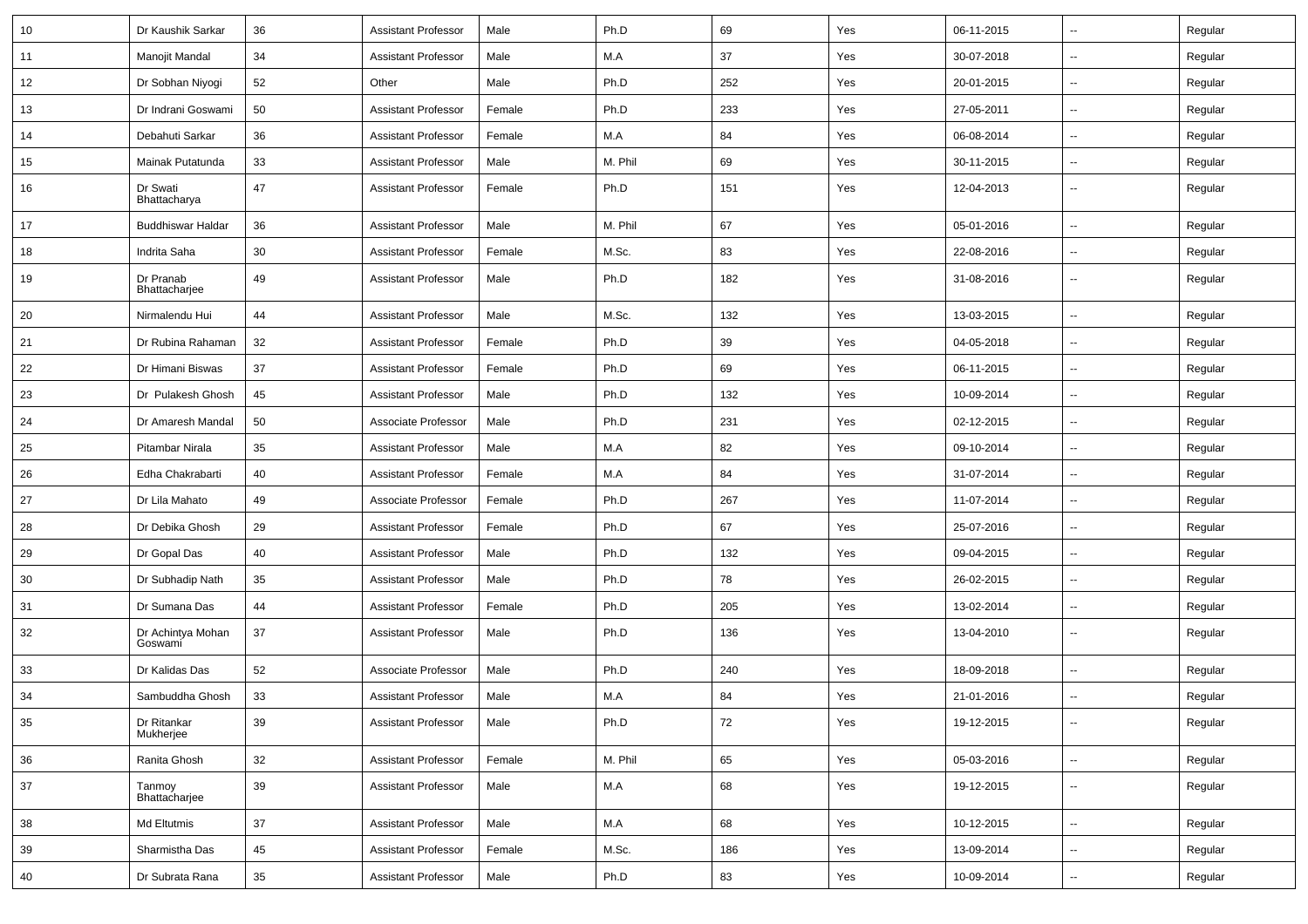| 10 | Dr Kaushik Sarkar | 36 | Assistant Professor | Male | Ph.D | 69 | Yes | 06-11-2015 | -- | Regular |
|---|---|---|---|---|---|---|---|---|---|---|
| 11 | Manojit Mandal | 34 | Assistant Professor | Male | M.A | 37 | Yes | 30-07-2018 | -- | Regular |
| 12 | Dr Sobhan Niyogi | 52 | Other | Male | Ph.D | 252 | Yes | 20-01-2015 | -- | Regular |
| 13 | Dr Indrani Goswami | 50 | Assistant Professor | Female | Ph.D | 233 | Yes | 27-05-2011 | -- | Regular |
| 14 | Debahuti Sarkar | 36 | Assistant Professor | Female | M.A | 84 | Yes | 06-08-2014 | -- | Regular |
| 15 | Mainak Putatunda | 33 | Assistant Professor | Male | M. Phil | 69 | Yes | 30-11-2015 | -- | Regular |
| 16 | Dr Swati Bhattacharya | 47 | Assistant Professor | Female | Ph.D | 151 | Yes | 12-04-2013 | -- | Regular |
| 17 | Buddhiswar Haldar | 36 | Assistant Professor | Male | M. Phil | 67 | Yes | 05-01-2016 | -- | Regular |
| 18 | Indrita Saha | 30 | Assistant Professor | Female | M.Sc. | 83 | Yes | 22-08-2016 | -- | Regular |
| 19 | Dr Pranab Bhattacharjee | 49 | Assistant Professor | Male | Ph.D | 182 | Yes | 31-08-2016 | -- | Regular |
| 20 | Nirmalendu Hui | 44 | Assistant Professor | Male | M.Sc. | 132 | Yes | 13-03-2015 | -- | Regular |
| 21 | Dr Rubina Rahaman | 32 | Assistant Professor | Female | Ph.D | 39 | Yes | 04-05-2018 | -- | Regular |
| 22 | Dr Himani Biswas | 37 | Assistant Professor | Female | Ph.D | 69 | Yes | 06-11-2015 | -- | Regular |
| 23 | Dr Pulakesh Ghosh | 45 | Assistant Professor | Male | Ph.D | 132 | Yes | 10-09-2014 | -- | Regular |
| 24 | Dr Amaresh Mandal | 50 | Associate Professor | Male | Ph.D | 231 | Yes | 02-12-2015 | -- | Regular |
| 25 | Pitambar Nirala | 35 | Assistant Professor | Male | M.A | 82 | Yes | 09-10-2014 | -- | Regular |
| 26 | Edha Chakrabarti | 40 | Assistant Professor | Female | M.A | 84 | Yes | 31-07-2014 | -- | Regular |
| 27 | Dr Lila Mahato | 49 | Associate Professor | Female | Ph.D | 267 | Yes | 11-07-2014 | -- | Regular |
| 28 | Dr Debika Ghosh | 29 | Assistant Professor | Female | Ph.D | 67 | Yes | 25-07-2016 | -- | Regular |
| 29 | Dr Gopal Das | 40 | Assistant Professor | Male | Ph.D | 132 | Yes | 09-04-2015 | -- | Regular |
| 30 | Dr Subhadip Nath | 35 | Assistant Professor | Male | Ph.D | 78 | Yes | 26-02-2015 | -- | Regular |
| 31 | Dr Sumana Das | 44 | Assistant Professor | Female | Ph.D | 205 | Yes | 13-02-2014 | -- | Regular |
| 32 | Dr Achintya Mohan Goswami | 37 | Assistant Professor | Male | Ph.D | 136 | Yes | 13-04-2010 | -- | Regular |
| 33 | Dr Kalidas Das | 52 | Associate Professor | Male | Ph.D | 240 | Yes | 18-09-2018 | -- | Regular |
| 34 | Sambuddha Ghosh | 33 | Assistant Professor | Male | M.A | 84 | Yes | 21-01-2016 | -- | Regular |
| 35 | Dr Ritankar Mukherjee | 39 | Assistant Professor | Male | Ph.D | 72 | Yes | 19-12-2015 | -- | Regular |
| 36 | Ranita Ghosh | 32 | Assistant Professor | Female | M. Phil | 65 | Yes | 05-03-2016 | -- | Regular |
| 37 | Tanmoy Bhattacharjee | 39 | Assistant Professor | Male | M.A | 68 | Yes | 19-12-2015 | -- | Regular |
| 38 | Md Eltutmis | 37 | Assistant Professor | Male | M.A | 68 | Yes | 10-12-2015 | -- | Regular |
| 39 | Sharmistha Das | 45 | Assistant Professor | Female | M.Sc. | 186 | Yes | 13-09-2014 | -- | Regular |
| 40 | Dr Subrata Rana | 35 | Assistant Professor | Male | Ph.D | 83 | Yes | 10-09-2014 | -- | Regular |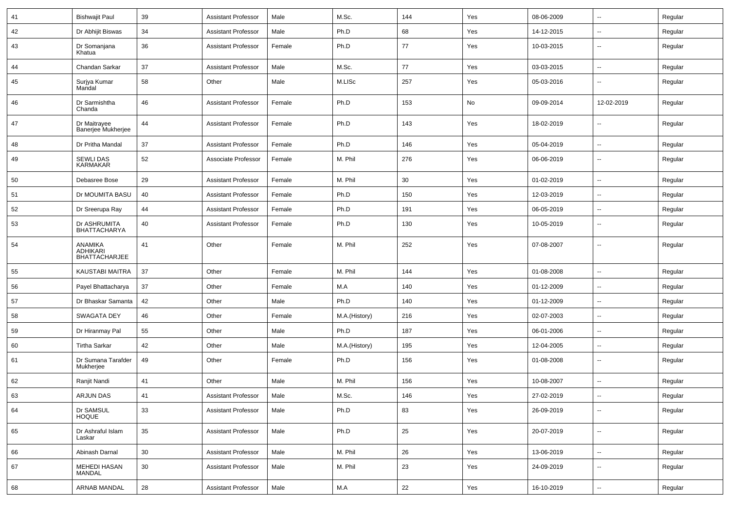| 41 | Bishwajit Paul | 39 | Assistant Professor | Male | M.Sc. | 144 | Yes | 08-06-2009 | -- | Regular |
|---|---|---|---|---|---|---|---|---|---|---|
| 42 | Dr Abhijit Biswas | 34 | Assistant Professor | Male | Ph.D | 68 | Yes | 14-12-2015 | -- | Regular |
| 43 | Dr Somanjana Khatua | 36 | Assistant Professor | Female | Ph.D | 77 | Yes | 10-03-2015 | -- | Regular |
| 44 | Chandan Sarkar | 37 | Assistant Professor | Male | M.Sc. | 77 | Yes | 03-03-2015 | -- | Regular |
| 45 | Surjya Kumar Mandal | 58 | Other | Male | M.LISc | 257 | Yes | 05-03-2016 | -- | Regular |
| 46 | Dr Sarmishtha Chanda | 46 | Assistant Professor | Female | Ph.D | 153 | No | 09-09-2014 | 12-02-2019 | Regular |
| 47 | Dr Maitrayee Banerjee Mukherjee | 44 | Assistant Professor | Female | Ph.D | 143 | Yes | 18-02-2019 | -- | Regular |
| 48 | Dr Pritha Mandal | 37 | Assistant Professor | Female | Ph.D | 146 | Yes | 05-04-2019 | -- | Regular |
| 49 | SEWLI DAS KARMAKAR | 52 | Associate Professor | Female | M. Phil | 276 | Yes | 06-06-2019 | -- | Regular |
| 50 | Debasree Bose | 29 | Assistant Professor | Female | M. Phil | 30 | Yes | 01-02-2019 | -- | Regular |
| 51 | Dr MOUMITA BASU | 40 | Assistant Professor | Female | Ph.D | 150 | Yes | 12-03-2019 | -- | Regular |
| 52 | Dr Sreerupa Ray | 44 | Assistant Professor | Female | Ph.D | 191 | Yes | 06-05-2019 | -- | Regular |
| 53 | Dr ASHRUMITA BHATTACHARYA | 40 | Assistant Professor | Female | Ph.D | 130 | Yes | 10-05-2019 | -- | Regular |
| 54 | ANAMIKA ADHIKARI BHATTACHARJEE | 41 | Other | Female | M. Phil | 252 | Yes | 07-08-2007 | -- | Regular |
| 55 | KAUSTABI MAITRA | 37 | Other | Female | M. Phil | 144 | Yes | 01-08-2008 | -- | Regular |
| 56 | Payel Bhattacharya | 37 | Other | Female | M.A | 140 | Yes | 01-12-2009 | -- | Regular |
| 57 | Dr Bhaskar Samanta | 42 | Other | Male | Ph.D | 140 | Yes | 01-12-2009 | -- | Regular |
| 58 | SWAGATA DEY | 46 | Other | Female | M.A.(History) | 216 | Yes | 02-07-2003 | -- | Regular |
| 59 | Dr Hiranmay Pal | 55 | Other | Male | Ph.D | 187 | Yes | 06-01-2006 | -- | Regular |
| 60 | Tirtha Sarkar | 42 | Other | Male | M.A.(History) | 195 | Yes | 12-04-2005 | -- | Regular |
| 61 | Dr Sumana Tarafder Mukherjee | 49 | Other | Female | Ph.D | 156 | Yes | 01-08-2008 | -- | Regular |
| 62 | Ranjit Nandi | 41 | Other | Male | M. Phil | 156 | Yes | 10-08-2007 | -- | Regular |
| 63 | ARJUN DAS | 41 | Assistant Professor | Male | M.Sc. | 146 | Yes | 27-02-2019 | -- | Regular |
| 64 | Dr SAMSUL HOQUE | 33 | Assistant Professor | Male | Ph.D | 83 | Yes | 26-09-2019 | -- | Regular |
| 65 | Dr Ashraful Islam Laskar | 35 | Assistant Professor | Male | Ph.D | 25 | Yes | 20-07-2019 | -- | Regular |
| 66 | Abinash Darnal | 30 | Assistant Professor | Male | M. Phil | 26 | Yes | 13-06-2019 | -- | Regular |
| 67 | MEHEDI HASAN MANDAL | 30 | Assistant Professor | Male | M. Phil | 23 | Yes | 24-09-2019 | -- | Regular |
| 68 | ARNAB MANDAL | 28 | Assistant Professor | Male | M.A | 22 | Yes | 16-10-2019 | -- | Regular |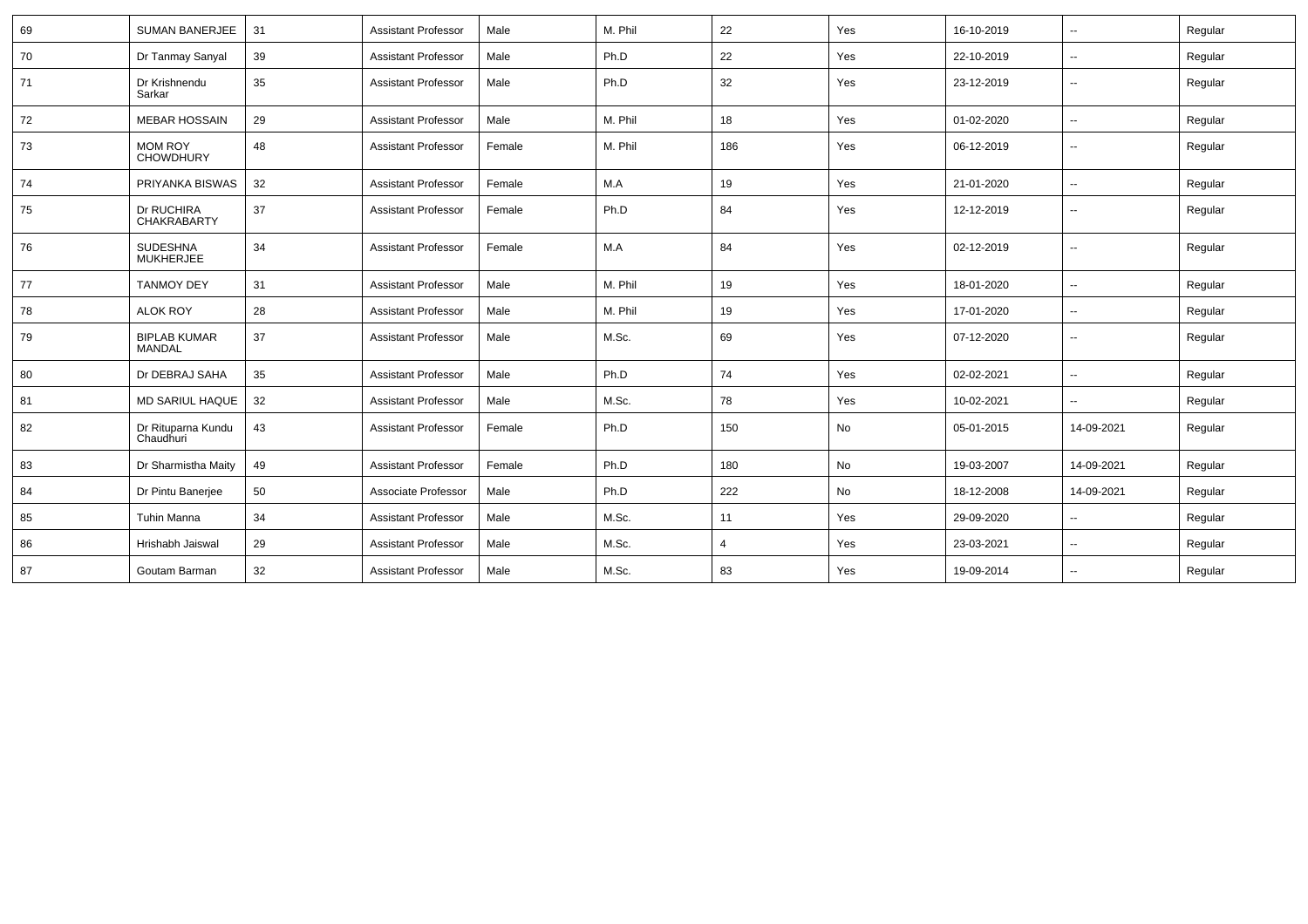| | | | | | | | | | | |
|---|---|---|---|---|---|---|---|---|---|---|
| 69 | SUMAN BANERJEE | 31 | Assistant Professor | Male | M. Phil | 22 | Yes | 16-10-2019 | -- | Regular |
| 70 | Dr Tanmay Sanyal | 39 | Assistant Professor | Male | Ph.D | 22 | Yes | 22-10-2019 | -- | Regular |
| 71 | Dr Krishnendu Sarkar | 35 | Assistant Professor | Male | Ph.D | 32 | Yes | 23-12-2019 | -- | Regular |
| 72 | MEBAR HOSSAIN | 29 | Assistant Professor | Male | M. Phil | 18 | Yes | 01-02-2020 | -- | Regular |
| 73 | MOM ROY CHOWDHURY | 48 | Assistant Professor | Female | M. Phil | 186 | Yes | 06-12-2019 | -- | Regular |
| 74 | PRIYANKA BISWAS | 32 | Assistant Professor | Female | M.A | 19 | Yes | 21-01-2020 | -- | Regular |
| 75 | Dr RUCHIRA CHAKRABARTY | 37 | Assistant Professor | Female | Ph.D | 84 | Yes | 12-12-2019 | -- | Regular |
| 76 | SUDESHNA MUKHERJEE | 34 | Assistant Professor | Female | M.A | 84 | Yes | 02-12-2019 | -- | Regular |
| 77 | TANMOY DEY | 31 | Assistant Professor | Male | M. Phil | 19 | Yes | 18-01-2020 | -- | Regular |
| 78 | ALOK ROY | 28 | Assistant Professor | Male | M. Phil | 19 | Yes | 17-01-2020 | -- | Regular |
| 79 | BIPLAB KUMAR MANDAL | 37 | Assistant Professor | Male | M.Sc. | 69 | Yes | 07-12-2020 | -- | Regular |
| 80 | Dr DEBRAJ SAHA | 35 | Assistant Professor | Male | Ph.D | 74 | Yes | 02-02-2021 | -- | Regular |
| 81 | MD SARIUL HAQUE | 32 | Assistant Professor | Male | M.Sc. | 78 | Yes | 10-02-2021 | -- | Regular |
| 82 | Dr Rituparna Kundu Chaudhuri | 43 | Assistant Professor | Female | Ph.D | 150 | No | 05-01-2015 | 14-09-2021 | Regular |
| 83 | Dr Sharmistha Maity | 49 | Assistant Professor | Female | Ph.D | 180 | No | 19-03-2007 | 14-09-2021 | Regular |
| 84 | Dr Pintu Banerjee | 50 | Associate Professor | Male | Ph.D | 222 | No | 18-12-2008 | 14-09-2021 | Regular |
| 85 | Tuhin Manna | 34 | Assistant Professor | Male | M.Sc. | 11 | Yes | 29-09-2020 | -- | Regular |
| 86 | Hrishabh Jaiswal | 29 | Assistant Professor | Male | M.Sc. | 4 | Yes | 23-03-2021 | -- | Regular |
| 87 | Goutam Barman | 32 | Assistant Professor | Male | M.Sc. | 83 | Yes | 19-09-2014 | -- | Regular |